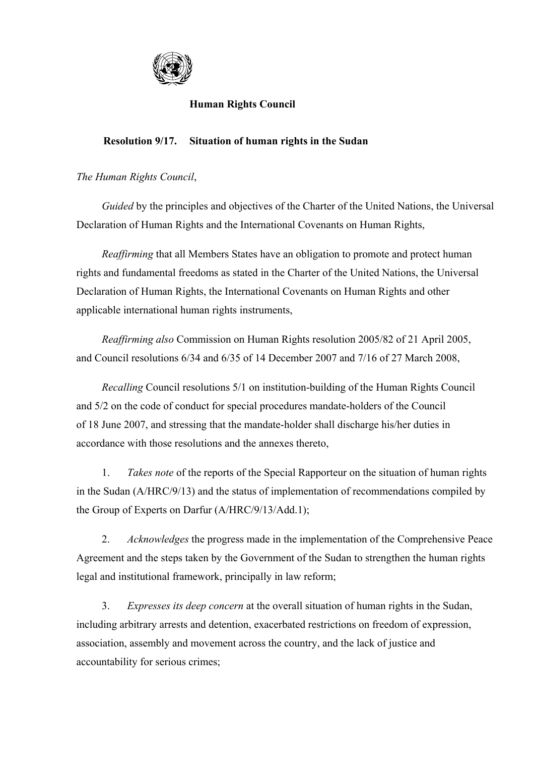**Human Rights Council**

**Resolution 9/17. Situation of human rights in the Sudan**

*The Human Rights Council*,

*Guided* by the principles and objectives of the Charter of the United Nations, the Universal Declaration of Human Rights and the International Covenants on Human Rights,

*Reaffirming* that all Members States have an obligation to promote and protect human rights and fundamental freedoms as stated in the Charter of the United Nations, the Universal Declaration of Human Rights, the International Covenants on Human Rights and other applicable international human rights instruments,

*Reaffirming also* Commission on Human Rights resolution 2005/82 of 21 April 2005, and Council resolutions 6/34 and 6/35 of 14 December 2007 and 7/16 of 27 March 2008,

*Recalling* Council resolutions 5/1 on institution-building of the Human Rights Council and 5/2 on the code of conduct for special procedures mandate-holders of the Council of 18 June 2007, and stressing that the mandate-holder shall discharge his/her duties in accordance with those resolutions and the annexes thereto,

1. *Takes note* of the reports of the Special Rapporteur on the situation of human rights in the Sudan (A/HRC/9/13) and the status of implementation of recommendations compiled by the Group of Experts on Darfur (A/HRC/9/13/Add.1);

2. *Acknowledges* the progress made in the implementation of the Comprehensive Peace Agreement and the steps taken by the Government of the Sudan to strengthen the human rights legal and institutional framework, principally in law reform;

3. *Expresses its deep concern* at the overall situation of human rights in the Sudan, including arbitrary arrests and detention, exacerbated restrictions on freedom of expression, association, assembly and movement across the country, and the lack of justice and accountability for serious crimes;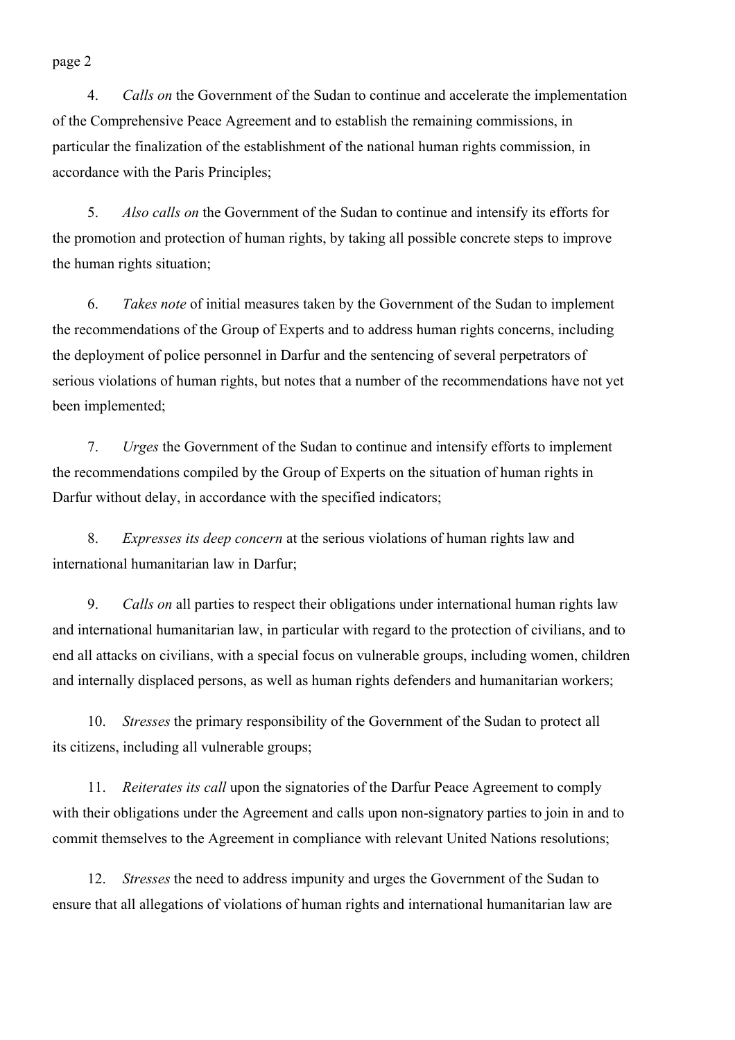4. *Calls on* the Government of the Sudan to continue and accelerate the implementation of the Comprehensive Peace Agreement and to establish the remaining commissions, in particular the finalization of the establishment of the national human rights commission, in accordance with the Paris Principles;

5. *Also calls on* the Government of the Sudan to continue and intensify its efforts for the promotion and protection of human rights, by taking all possible concrete steps to improve the human rights situation;

6. *Takes note* of initial measures taken by the Government of the Sudan to implement the recommendations of the Group of Experts and to address human rights concerns, including the deployment of police personnel in Darfur and the sentencing of several perpetrators of serious violations of human rights, but notes that a number of the recommendations have not yet been implemented;

7. *Urges* the Government of the Sudan to continue and intensify efforts to implement the recommendations compiled by the Group of Experts on the situation of human rights in Darfur without delay, in accordance with the specified indicators;

8. *Expresses its deep concern* at the serious violations of human rights law and international humanitarian law in Darfur;

9. *Calls on* all parties to respect their obligations under international human rights law and international humanitarian law, in particular with regard to the protection of civilians, and to end all attacks on civilians, with a special focus on vulnerable groups, including women, children and internally displaced persons, as well as human rights defenders and humanitarian workers;

10. *Stresses* the primary responsibility of the Government of the Sudan to protect all its citizens, including all vulnerable groups;

11. *Reiterates its call* upon the signatories of the Darfur Peace Agreement to comply with their obligations under the Agreement and calls upon non-signatory parties to join in and to commit themselves to the Agreement in compliance with relevant United Nations resolutions;

12. *Stresses* the need to address impunity and urges the Government of the Sudan to ensure that all allegations of violations of human rights and international humanitarian law are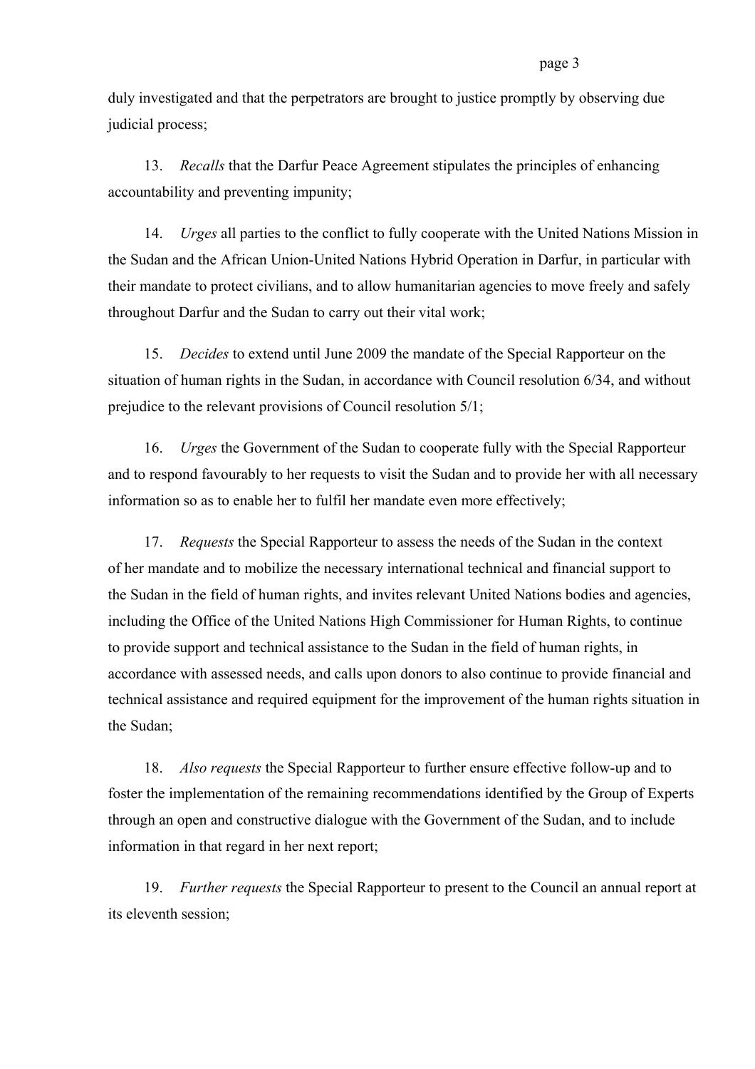duly investigated and that the perpetrators are brought to justice promptly by observing due judicial process;

13. *Recalls* that the Darfur Peace Agreement stipulates the principles of enhancing accountability and preventing impunity;

14. *Urges* all parties to the conflict to fully cooperate with the United Nations Mission in the Sudan and the African Union-United Nations Hybrid Operation in Darfur, in particular with their mandate to protect civilians, and to allow humanitarian agencies to move freely and safely throughout Darfur and the Sudan to carry out their vital work;

15. *Decides* to extend until June 2009 the mandate of the Special Rapporteur on the situation of human rights in the Sudan, in accordance with Council resolution 6/34, and without prejudice to the relevant provisions of Council resolution 5/1;

16. *Urges* the Government of the Sudan to cooperate fully with the Special Rapporteur and to respond favourably to her requests to visit the Sudan and to provide her with all necessary information so as to enable her to fulfil her mandate even more effectively;

17. *Requests* the Special Rapporteur to assess the needs of the Sudan in the context of her mandate and to mobilize the necessary international technical and financial support to the Sudan in the field of human rights, and invites relevant United Nations bodies and agencies, including the Office of the United Nations High Commissioner for Human Rights, to continue to provide support and technical assistance to the Sudan in the field of human rights, in accordance with assessed needs, and calls upon donors to also continue to provide financial and technical assistance and required equipment for the improvement of the human rights situation in the Sudan;

18. *Also requests* the Special Rapporteur to further ensure effective follow-up and to foster the implementation of the remaining recommendations identified by the Group of Experts through an open and constructive dialogue with the Government of the Sudan, and to include information in that regard in her next report;

19. *Further requests* the Special Rapporteur to present to the Council an annual report at its eleventh session;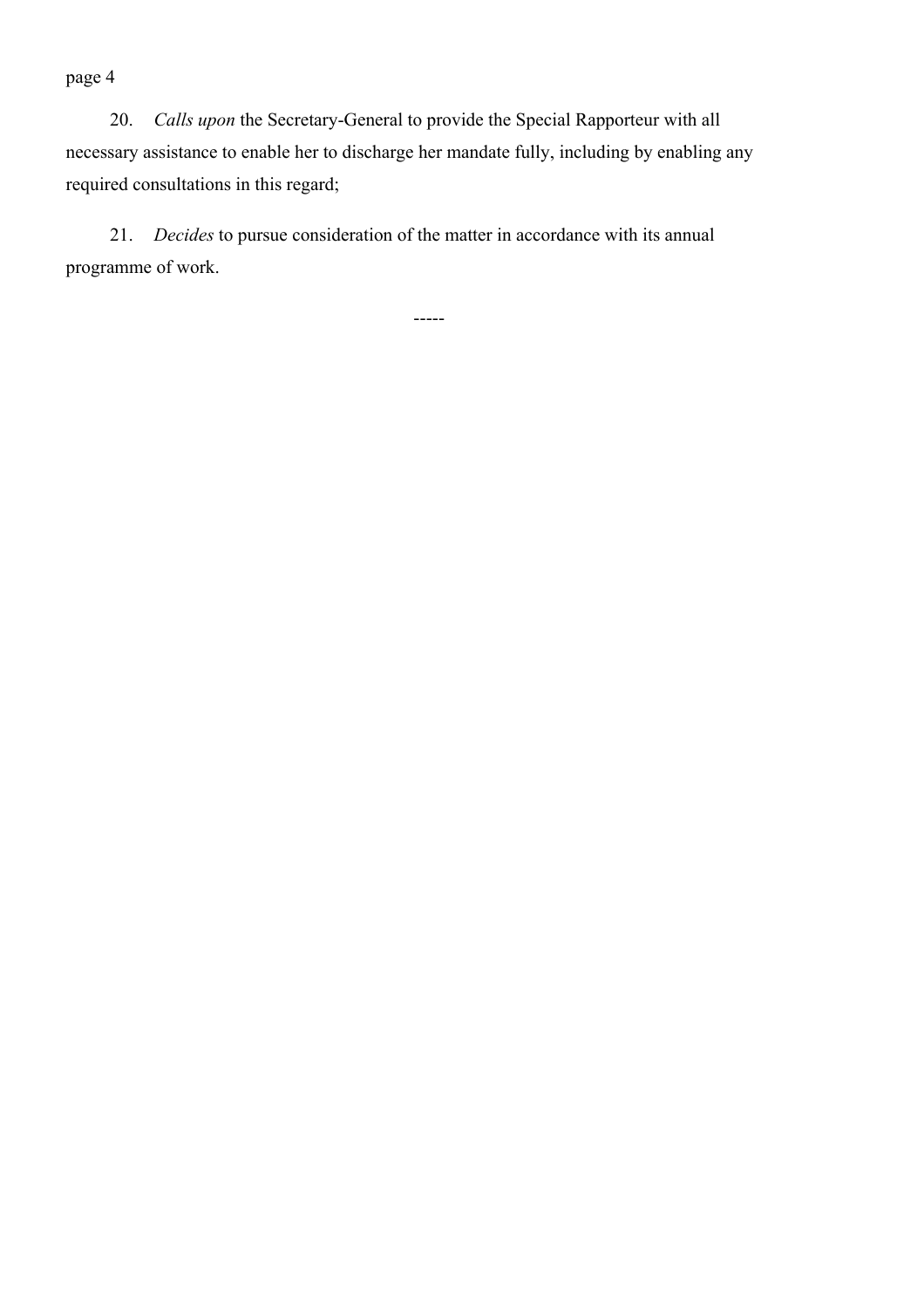20. *Calls upon* the Secretary-General to provide the Special Rapporteur with all necessary assistance to enable her to discharge her mandate fully, including by enabling any required consultations in this regard;

21. *Decides* to pursue consideration of the matter in accordance with its annual programme of work.

-----